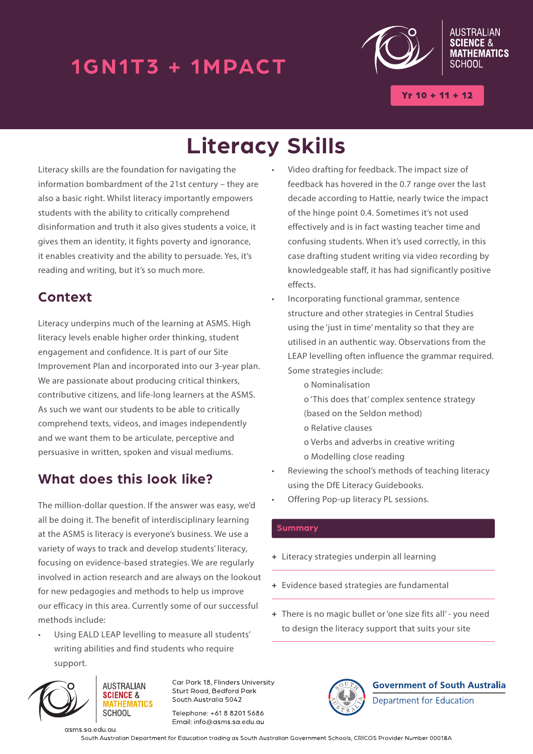1GN1T3 + 1MPACT

AUSTRALIAN SCIENCE & MATHEMATICS SCHOOL

Yr 10 + 11 + 12

# Literacy Skills

Literacy skills are the foundation for navigating the information bombardment of the 21st century – they are also a basic right. Whilst literacy importantly empowers students with the ability to critically comprehend disinformation and truth it also gives students a voice, it gives them an identity, it fights poverty and ignorance, it enables creativity and the ability to persuade. Yes, it's reading and writing, but it's so much more.

## Context

Literacy underpins much of the learning at ASMS. High literacy levels enable higher order thinking, student engagement and confidence. It is part of our Site Improvement Plan and incorporated into our 3-year plan. We are passionate about producing critical thinkers, contributive citizens, and life-long learners at the ASMS. As such we want our students to be able to critically comprehend texts, videos, and images independently and we want them to be articulate, perceptive and persuasive in written, spoken and visual mediums.

## What does this look like?

The million-dollar question. If the answer was easy, we'd all be doing it. The benefit of interdisciplinary learning at the ASMS is literacy is everyone's business. We use a variety of ways to track and develop students' literacy, focusing on evidence-based strategies. We are regularly involved in action research and are always on the lookout for new pedagogies and methods to help us improve our efficacy in this area. Currently some of our successful methods include:

- Using EALD LEAP levelling to measure all students' writing abilities and find students who require support.
- Video drafting for feedback. The impact size of feedback has hovered in the 0.7 range over the last decade according to Hattie, nearly twice the impact of the hinge point 0.4. Sometimes it's not used effectively and is in fact wasting teacher time and confusing students. When it's used correctly, in this case drafting student writing via video recording by knowledgeable staff, it has had significantly positive effects.
- Incorporating functional grammar, sentence structure and other strategies in Central Studies using the 'just in time' mentality so that they are utilised in an authentic way. Observations from the LEAP levelling often influence the grammar required. Some strategies include:
  - o Nominalisation
  - o 'This does that' complex sentence strategy (based on the Seldon method)
  - o Relative clauses
  - o Verbs and adverbs in creative writing
  - o Modelling close reading
- Reviewing the school's methods of teaching literacy using the DfE Literacy Guidebooks.
- Offering Pop-up literacy PL sessions.

**Summary**

+ Literacy strategies underpin all learning
+ Evidence based strategies are fundamental
+ There is no magic bullet or 'one size fits all' - you need to design the literacy support that suits your site

AUSTRALIAN SCIENCE & MATHEMATICS SCHOOL

Car Park 18, Flinders University
Sturt Road, Bedford Park
South Australia 5042

Telephone: +61 8 8201 5686
Email: info@asms.sa.edu.au

Government of South Australia
Department for Education

asms.sa.edu.au

South Australian Department for Education trading as South Australian Government Schools, CRICOS Provider Number 00018A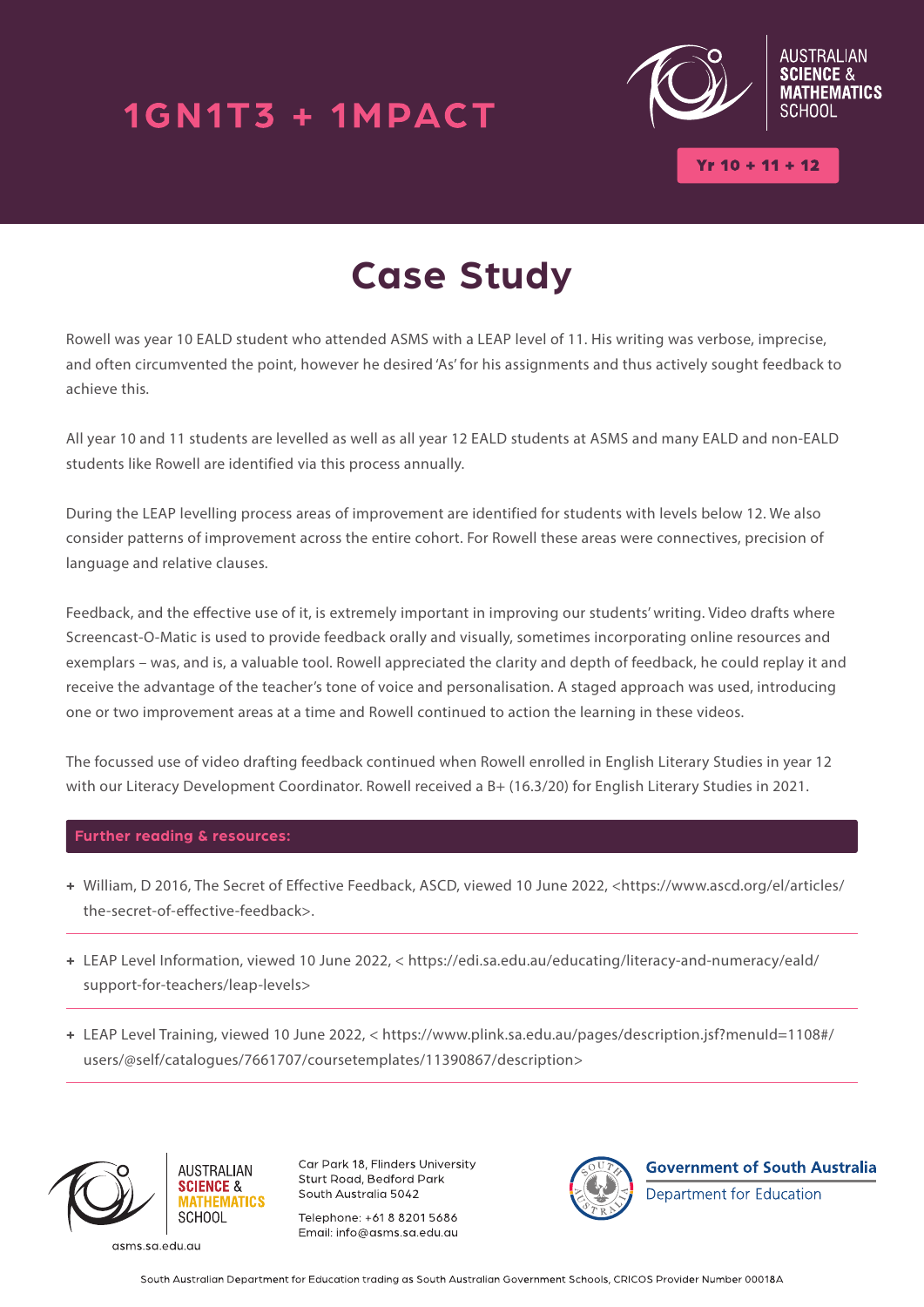# 1GN1T3 + 1MPACT

AUSTRALIAN SCIENCE & MATHEMATICS SCHOOL

Yr 10 + 11 + 12

## Case Study

Rowell was year 10 EALD student who attended ASMS with a LEAP level of 11. His writing was verbose, imprecise, and often circumvented the point, however he desired 'As' for his assignments and thus actively sought feedback to achieve this.

All year 10 and 11 students are levelled as well as all year 12 EALD students at ASMS and many EALD and non-EALD students like Rowell are identified via this process annually.

During the LEAP levelling process areas of improvement are identified for students with levels below 12. We also consider patterns of improvement across the entire cohort. For Rowell these areas were connectives, precision of language and relative clauses.

Feedback, and the effective use of it, is extremely important in improving our students' writing. Video drafts where Screencast-O-Matic is used to provide feedback orally and visually, sometimes incorporating online resources and exemplars – was, and is, a valuable tool. Rowell appreciated the clarity and depth of feedback, he could replay it and receive the advantage of the teacher's tone of voice and personalisation. A staged approach was used, introducing one or two improvement areas at a time and Rowell continued to action the learning in these videos.

The focussed use of video drafting feedback continued when Rowell enrolled in English Literary Studies in year 12 with our Literacy Development Coordinator. Rowell received a B+ (16.3/20) for English Literary Studies in 2021.

**Further reading & resources:**

+ William, D 2016, The Secret of Effective Feedback, ASCD, viewed 10 June 2022, <https://www.ascd.org/el/articles/the-secret-of-effective-feedback>.
+ LEAP Level Information, viewed 10 June 2022, < https://edi.sa.edu.au/educating/literacy-and-numeracy/eald/support-for-teachers/leap-levels>
+ LEAP Level Training, viewed 10 June 2022, < https://www.plink.sa.edu.au/pages/description.jsf?menuId=1108#/users/@self/catalogues/7661707/coursetemplates/11390867/description>

AUSTRALIAN SCIENCE & MATHEMATICS SCHOOL

asms.sa.edu.au

Car Park 18, Flinders University
Sturt Road, Bedford Park
South Australia 5042

Telephone: +61 8 8201 5686
Email: info@asms.sa.edu.au

Government of South Australia
Department for Education

South Australian Department for Education trading as South Australian Government Schools, CRICOS Provider Number 00018A